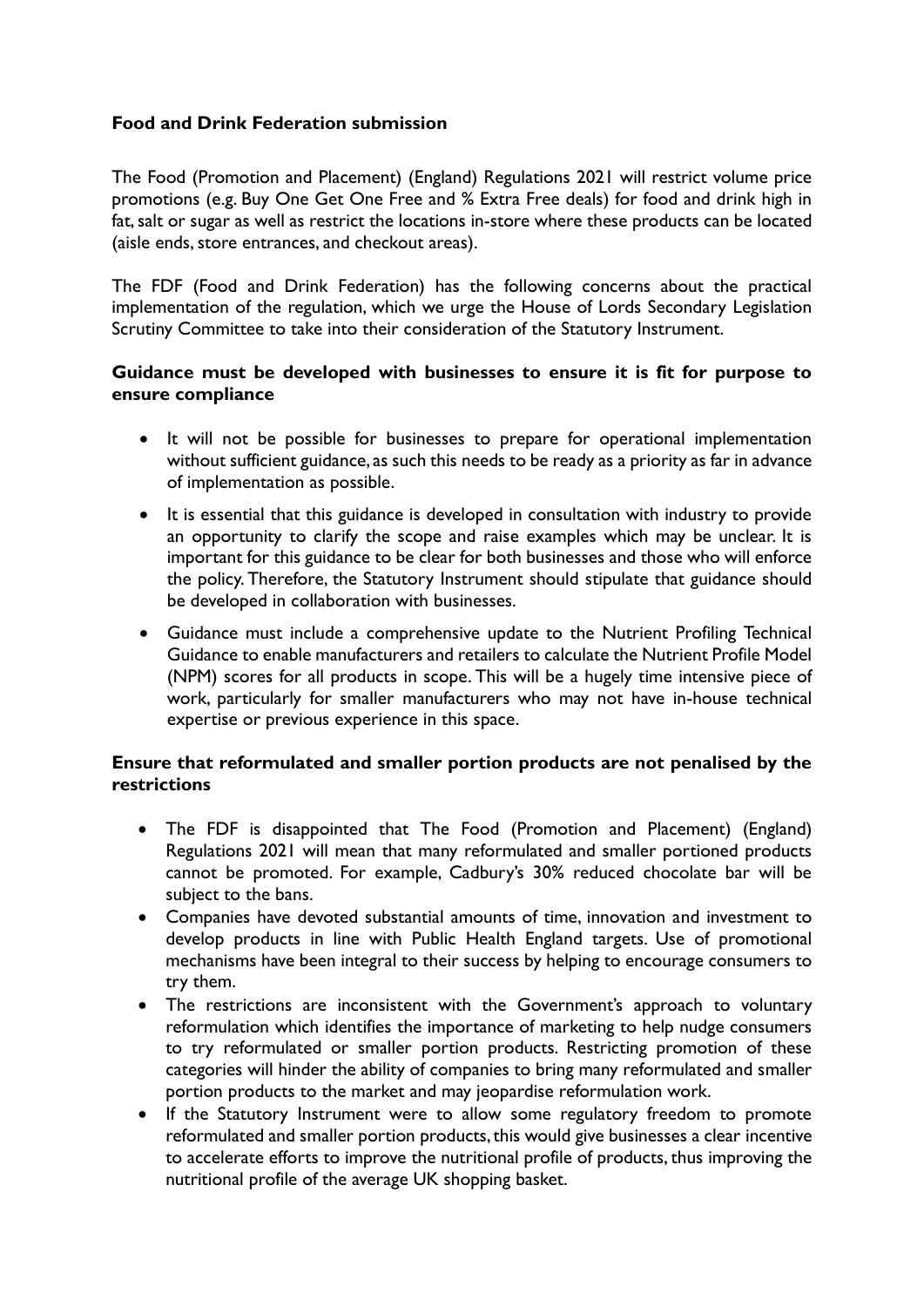**Food and Drink Federation submission**

The Food (Promotion and Placement) (England) Regulations 2021 will restrict volume price promotions (e.g. Buy One Get One Free and % Extra Free deals) for food and drink high in fat, salt or sugar as well as restrict the locations in-store where these products can be located (aisle ends, store entrances, and checkout areas).

The FDF (Food and Drink Federation) has the following concerns about the practical implementation of the regulation, which we urge the House of Lords Secondary Legislation Scrutiny Committee to take into their consideration of the Statutory Instrument.

**Guidance must be developed with businesses to ensure it is fit for purpose to ensure compliance**

- It will not be possible for businesses to prepare for operational implementation without sufficient guidance, as such this needs to be ready as a priority as far in advance of implementation as possible.
- It is essential that this guidance is developed in consultation with industry to provide an opportunity to clarify the scope and raise examples which may be unclear. It is important for this guidance to be clear for both businesses and those who will enforce the policy. Therefore, the Statutory Instrument should stipulate that guidance should be developed in collaboration with businesses.
- Guidance must include a comprehensive update to the Nutrient Profiling Technical Guidance to enable manufacturers and retailers to calculate the Nutrient Profile Model (NPM) scores for all products in scope. This will be a hugely time intensive piece of work, particularly for smaller manufacturers who may not have in-house technical expertise or previous experience in this space.

**Ensure that reformulated and smaller portion products are not penalised by the restrictions**

- The FDF is disappointed that The Food (Promotion and Placement) (England) Regulations 2021 will mean that many reformulated and smaller portioned products cannot be promoted. For example, Cadbury's 30% reduced chocolate bar will be subject to the bans.
- Companies have devoted substantial amounts of time, innovation and investment to develop products in line with Public Health England targets. Use of promotional mechanisms have been integral to their success by helping to encourage consumers to try them.
- The restrictions are inconsistent with the Government's approach to voluntary reformulation which identifies the importance of marketing to help nudge consumers to try reformulated or smaller portion products. Restricting promotion of these categories will hinder the ability of companies to bring many reformulated and smaller portion products to the market and may jeopardise reformulation work.
- If the Statutory Instrument were to allow some regulatory freedom to promote reformulated and smaller portion products, this would give businesses a clear incentive to accelerate efforts to improve the nutritional profile of products, thus improving the nutritional profile of the average UK shopping basket.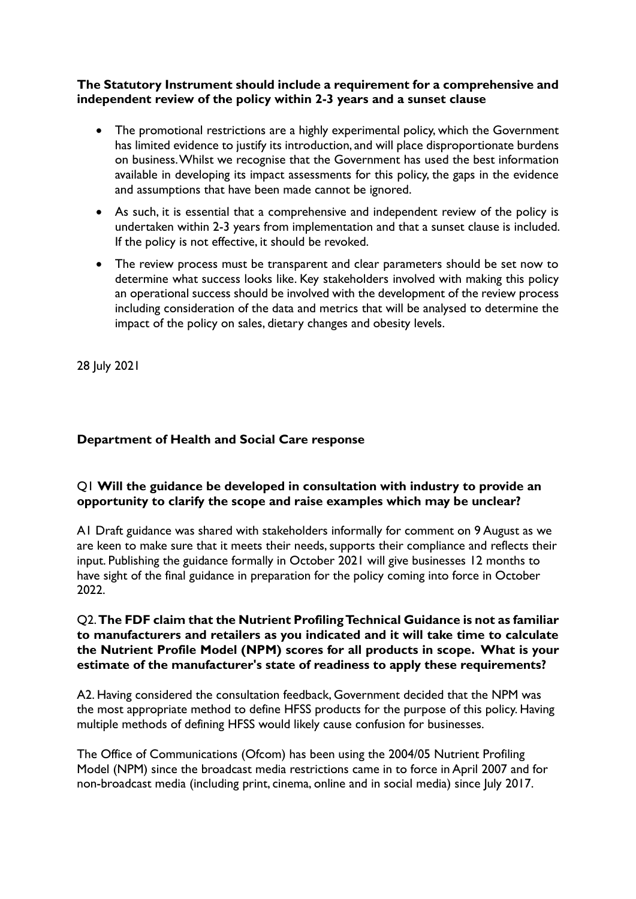**The Statutory Instrument should include a requirement for a comprehensive and independent review of the policy within 2-3 years and a sunset clause**

- The promotional restrictions are a highly experimental policy, which the Government has limited evidence to justify its introduction, and will place disproportionate burdens on business. Whilst we recognise that the Government has used the best information available in developing its impact assessments for this policy, the gaps in the evidence and assumptions that have been made cannot be ignored.
- As such, it is essential that a comprehensive and independent review of the policy is undertaken within 2-3 years from implementation and that a sunset clause is included. If the policy is not effective, it should be revoked.
- The review process must be transparent and clear parameters should be set now to determine what success looks like. Key stakeholders involved with making this policy an operational success should be involved with the development of the review process including consideration of the data and metrics that will be analysed to determine the impact of the policy on sales, dietary changes and obesity levels.

28 July 2021

## Department of Health and Social Care response

Q1 **Will the guidance be developed in consultation with industry to provide an opportunity to clarify the scope and raise examples which may be unclear?**

A1 Draft guidance was shared with stakeholders informally for comment on 9 August as we are keen to make sure that it meets their needs, supports their compliance and reflects their input. Publishing the guidance formally in October 2021 will give businesses 12 months to have sight of the final guidance in preparation for the policy coming into force in October 2022.

Q2. **The FDF claim that the Nutrient Profiling Technical Guidance is not as familiar to manufacturers and retailers as you indicated and it will take time to calculate the Nutrient Profile Model (NPM) scores for all products in scope. What is your estimate of the manufacturer's state of readiness to apply these requirements?**

A2. Having considered the consultation feedback, Government decided that the NPM was the most appropriate method to define HFSS products for the purpose of this policy. Having multiple methods of defining HFSS would likely cause confusion for businesses.

The Office of Communications (Ofcom) has been using the 2004/05 Nutrient Profiling Model (NPM) since the broadcast media restrictions came in to force in April 2007 and for non-broadcast media (including print, cinema, online and in social media) since July 2017.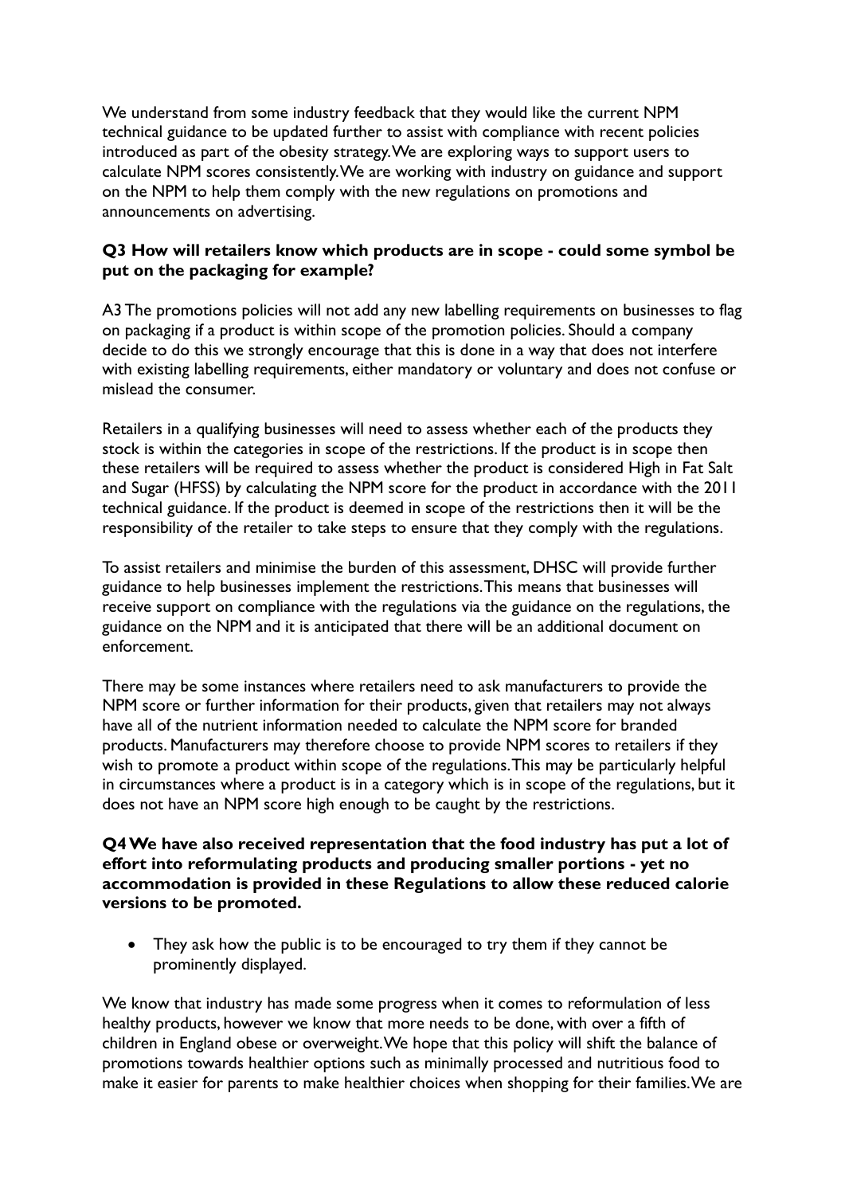We understand from some industry feedback that they would like the current NPM technical guidance to be updated further to assist with compliance with recent policies introduced as part of the obesity strategy. We are exploring ways to support users to calculate NPM scores consistently. We are working with industry on guidance and support on the NPM to help them comply with the new regulations on promotions and announcements on advertising.

**Q3 How will retailers know which products are in scope - could some symbol be put on the packaging for example?**

A3 The promotions policies will not add any new labelling requirements on businesses to flag on packaging if a product is within scope of the promotion policies. Should a company decide to do this we strongly encourage that this is done in a way that does not interfere with existing labelling requirements, either mandatory or voluntary and does not confuse or mislead the consumer.

Retailers in a qualifying businesses will need to assess whether each of the products they stock is within the categories in scope of the restrictions. If the product is in scope then these retailers will be required to assess whether the product is considered High in Fat Salt and Sugar (HFSS) by calculating the NPM score for the product in accordance with the 2011 technical guidance. If the product is deemed in scope of the restrictions then it will be the responsibility of the retailer to take steps to ensure that they comply with the regulations.

To assist retailers and minimise the burden of this assessment, DHSC will provide further guidance to help businesses implement the restrictions. This means that businesses will receive support on compliance with the regulations via the guidance on the regulations, the guidance on the NPM and it is anticipated that there will be an additional document on enforcement.

There may be some instances where retailers need to ask manufacturers to provide the NPM score or further information for their products, given that retailers may not always have all of the nutrient information needed to calculate the NPM score for branded products. Manufacturers may therefore choose to provide NPM scores to retailers if they wish to promote a product within scope of the regulations. This may be particularly helpful in circumstances where a product is in a category which is in scope of the regulations, but it does not have an NPM score high enough to be caught by the restrictions.

**Q4 We have also received representation that the food industry has put a lot of effort into reformulating products and producing smaller portions - yet no accommodation is provided in these Regulations to allow these reduced calorie versions to be promoted.**

- They ask how the public is to be encouraged to try them if they cannot be prominently displayed.

We know that industry has made some progress when it comes to reformulation of less healthy products, however we know that more needs to be done, with over a fifth of children in England obese or overweight. We hope that this policy will shift the balance of promotions towards healthier options such as minimally processed and nutritious food to make it easier for parents to make healthier choices when shopping for their families. We are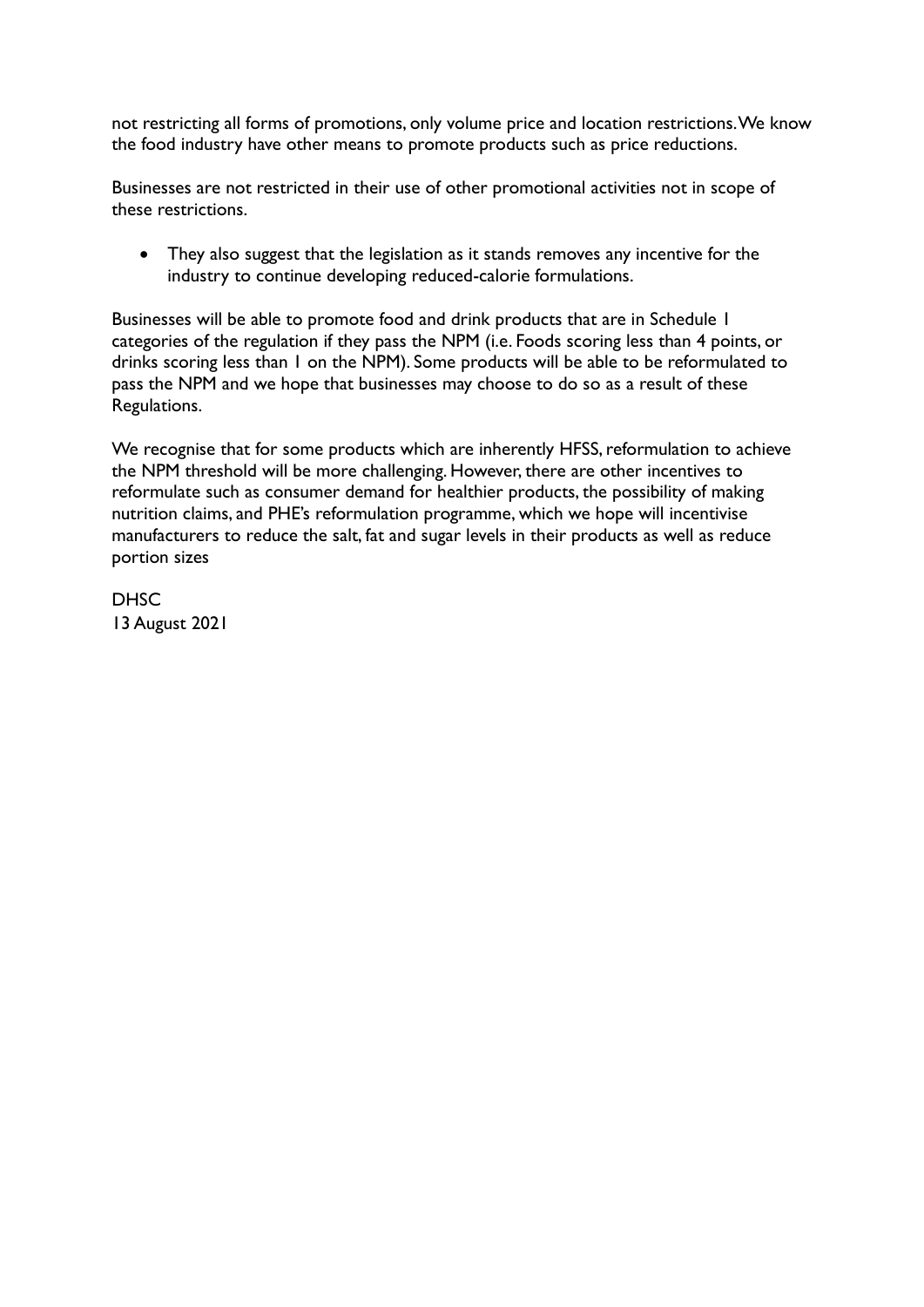not restricting all forms of promotions, only volume price and location restrictions. We know the food industry have other means to promote products such as price reductions.

Businesses are not restricted in their use of other promotional activities not in scope of these restrictions.

- They also suggest that the legislation as it stands removes any incentive for the industry to continue developing reduced-calorie formulations.

Businesses will be able to promote food and drink products that are in Schedule 1 categories of the regulation if they pass the NPM (i.e. Foods scoring less than 4 points, or drinks scoring less than 1 on the NPM). Some products will be able to be reformulated to pass the NPM and we hope that businesses may choose to do so as a result of these Regulations.

We recognise that for some products which are inherently HFSS, reformulation to achieve the NPM threshold will be more challenging. However, there are other incentives to reformulate such as consumer demand for healthier products, the possibility of making nutrition claims, and PHE's reformulation programme, which we hope will incentivise manufacturers to reduce the salt, fat and sugar levels in their products as well as reduce portion sizes

DHSC
13 August 2021